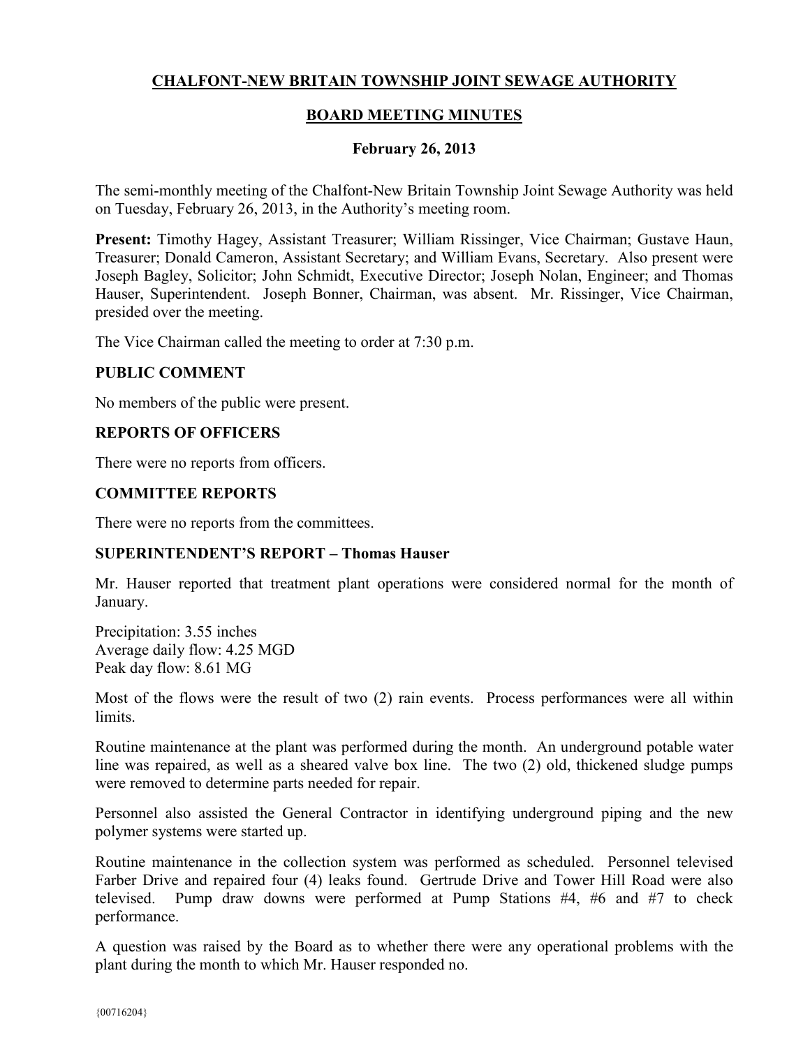# CHALFONT-NEW BRITAIN TOWNSHIP JOINT SEWAGE AUTHORITY

## BOARD MEETING MINUTES

### February 26, 2013

The semi-monthly meeting of the Chalfont-New Britain Township Joint Sewage Authority was held on Tuesday, February 26, 2013, in the Authority's meeting room.

**Present:** Timothy Hagey, Assistant Treasurer; William Rissinger, Vice Chairman; Gustave Haun, Treasurer; Donald Cameron, Assistant Secretary; and William Evans, Secretary. Also present were Joseph Bagley, Solicitor; John Schmidt, Executive Director; Joseph Nolan, Engineer; and Thomas Hauser, Superintendent. Joseph Bonner, Chairman, was absent. Mr. Rissinger, Vice Chairman, presided over the meeting.

The Vice Chairman called the meeting to order at 7:30 p.m.

**PUBLIC COMMENT**

No members of the public were present.

**REPORTS OF OFFICERS**

There were no reports from officers.

**COMMITTEE REPORTS**

There were no reports from the committees.

**SUPERINTENDENT'S REPORT – Thomas Hauser**

Mr. Hauser reported that treatment plant operations were considered normal for the month of January.

Precipitation: 3.55 inches
Average daily flow: 4.25 MGD
Peak day flow: 8.61 MG

Most of the flows were the result of two (2) rain events. Process performances were all within limits.

Routine maintenance at the plant was performed during the month. An underground potable water line was repaired, as well as a sheared valve box line. The two (2) old, thickened sludge pumps were removed to determine parts needed for repair.

Personnel also assisted the General Contractor in identifying underground piping and the new polymer systems were started up.

Routine maintenance in the collection system was performed as scheduled. Personnel televised Farber Drive and repaired four (4) leaks found. Gertrude Drive and Tower Hill Road were also televised. Pump draw downs were performed at Pump Stations #4, #6 and #7 to check performance.

A question was raised by the Board as to whether there were any operational problems with the plant during the month to which Mr. Hauser responded no.

{00716204}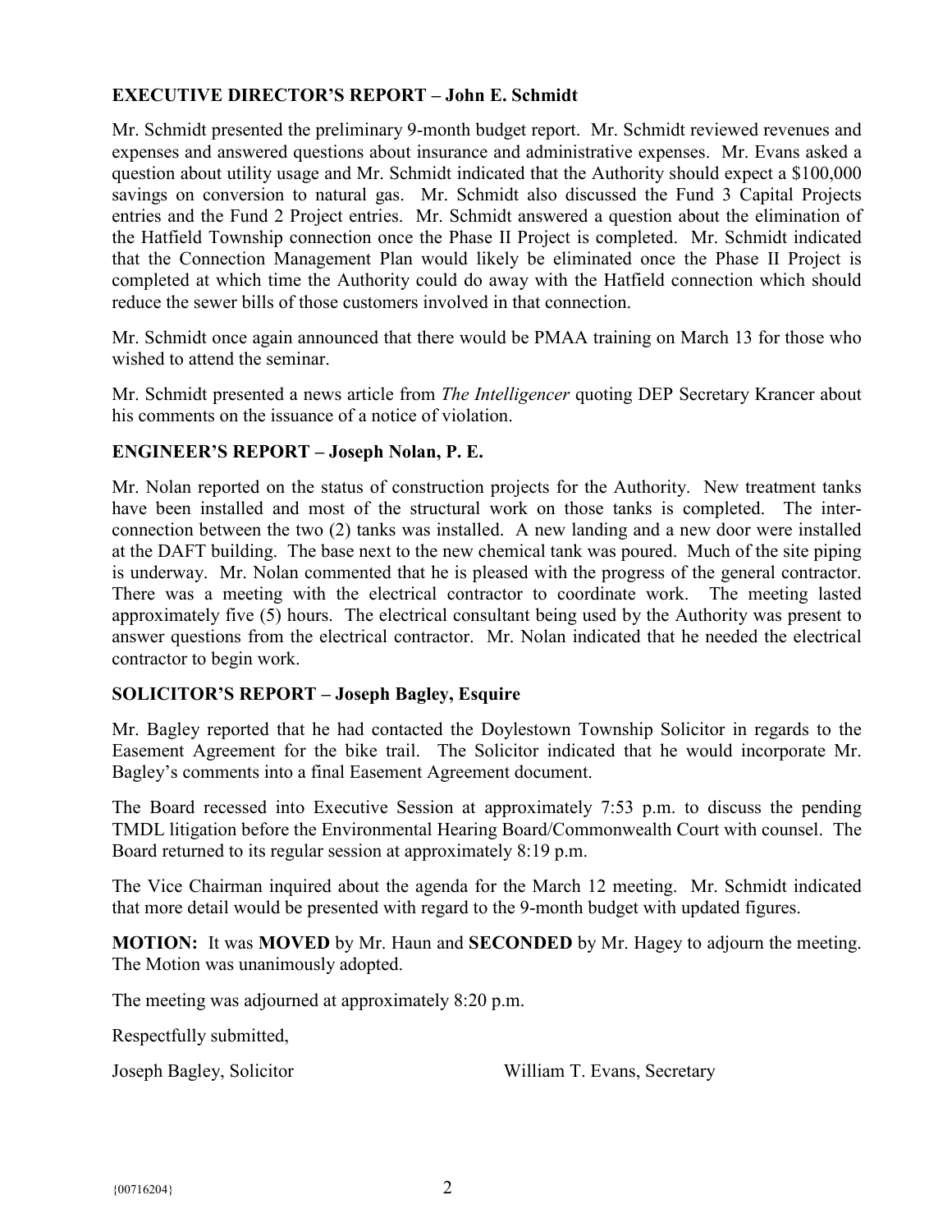**EXECUTIVE DIRECTOR'S REPORT – John E. Schmidt**

Mr. Schmidt presented the preliminary 9-month budget report. Mr. Schmidt reviewed revenues and expenses and answered questions about insurance and administrative expenses. Mr. Evans asked a question about utility usage and Mr. Schmidt indicated that the Authority should expect a $100,000 savings on conversion to natural gas. Mr. Schmidt also discussed the Fund 3 Capital Projects entries and the Fund 2 Project entries. Mr. Schmidt answered a question about the elimination of the Hatfield Township connection once the Phase II Project is completed. Mr. Schmidt indicated that the Connection Management Plan would likely be eliminated once the Phase II Project is completed at which time the Authority could do away with the Hatfield connection which should reduce the sewer bills of those customers involved in that connection.

Mr. Schmidt once again announced that there would be PMAA training on March 13 for those who wished to attend the seminar.

Mr. Schmidt presented a news article from *The Intelligencer* quoting DEP Secretary Krancer about his comments on the issuance of a notice of violation.

**ENGINEER'S REPORT – Joseph Nolan, P. E.**

Mr. Nolan reported on the status of construction projects for the Authority. New treatment tanks have been installed and most of the structural work on those tanks is completed. The inter-connection between the two (2) tanks was installed. A new landing and a new door were installed at the DAFT building. The base next to the new chemical tank was poured. Much of the site piping is underway. Mr. Nolan commented that he is pleased with the progress of the general contractor. There was a meeting with the electrical contractor to coordinate work. The meeting lasted approximately five (5) hours. The electrical consultant being used by the Authority was present to answer questions from the electrical contractor. Mr. Nolan indicated that he needed the electrical contractor to begin work.

**SOLICITOR'S REPORT – Joseph Bagley, Esquire**

Mr. Bagley reported that he had contacted the Doylestown Township Solicitor in regards to the Easement Agreement for the bike trail. The Solicitor indicated that he would incorporate Mr. Bagley's comments into a final Easement Agreement document.

The Board recessed into Executive Session at approximately 7:53 p.m. to discuss the pending TMDL litigation before the Environmental Hearing Board/Commonwealth Court with counsel. The Board returned to its regular session at approximately 8:19 p.m.

The Vice Chairman inquired about the agenda for the March 12 meeting. Mr. Schmidt indicated that more detail would be presented with regard to the 9-month budget with updated figures.

**MOTION:** It was **MOVED** by Mr. Haun and **SECONDED** by Mr. Hagey to adjourn the meeting. The Motion was unanimously adopted.

The meeting was adjourned at approximately 8:20 p.m.

Respectfully submitted,

Joseph Bagley, Solicitor

William T. Evans, Secretary

{00716204}